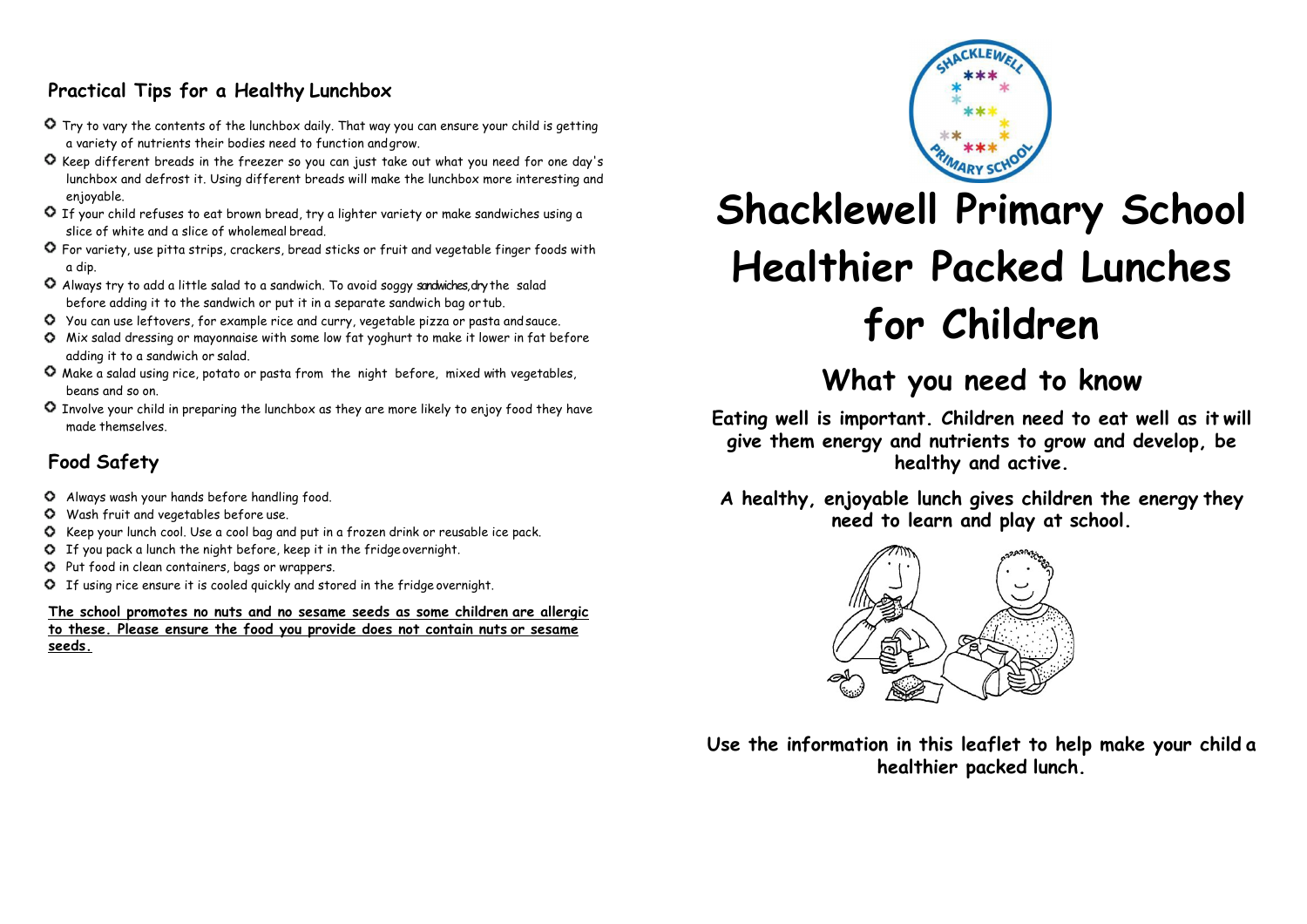## Practical Tips for a Healthy Lunchbox

- Try to vary the contents of the lunchbox daily. That way you can ensure your child is getting a variety of nutrients their bodies need to function and grow.
- Keep different breads in the freezer so you can just take out what you need for one day's lunchbox and defrost it. Using different breads will make the lunchbox more interesting and enjoyable.
- If your child refuses to eat brown bread, try a lighter variety or make sandwiches using a slice of white and a slice of wholemeal bread.
- For variety, use pitta strips, crackers, bread sticks or fruit and vegetable finger foods with a dip.
- Always try to add a little salad to a sandwich. To avoid soggy sandwiches, dry the salad before adding it to the sandwich or put it in a separate sandwich bag or tub.
- You can use leftovers, for example rice and curry, vegetable pizza or pasta and sauce.
- Mix salad dressing or mayonnaise with some low fat yoghurt to make it lower in fat before adding it to a sandwich or salad.
- Make a salad using rice, potato or pasta from the night before, mixed with vegetables, beans and so on.
- Involve your child in preparing the lunchbox as they are more likely to enjoy food they have made themselves.

## Food Safety

- Always wash your hands before handling food.
- Wash fruit and vegetables before use.
- Keep your lunch cool. Use a cool bag and put in a frozen drink or reusable ice pack.
- If you pack a lunch the night before, keep it in the fridge overnight.
- Put food in clean containers, bags or wrappers.
- If using rice ensure it is cooled quickly and stored in the fridge overnight.

**The school promotes no nuts and no sesame seeds as some children are allergic to these. Please ensure the food you provide does not contain nuts or sesame seeds.**

# Shacklewell Primary School Healthier Packed Lunches for Children

## What you need to know

**Eating well is important. Children need to eat well as it will give them energy and nutrients to grow and develop, be healthy and active.**

**A healthy, enjoyable lunch gives children the energy they need to learn and play at school.**

**Use the information in this leaflet to help make your child a healthier packed lunch.**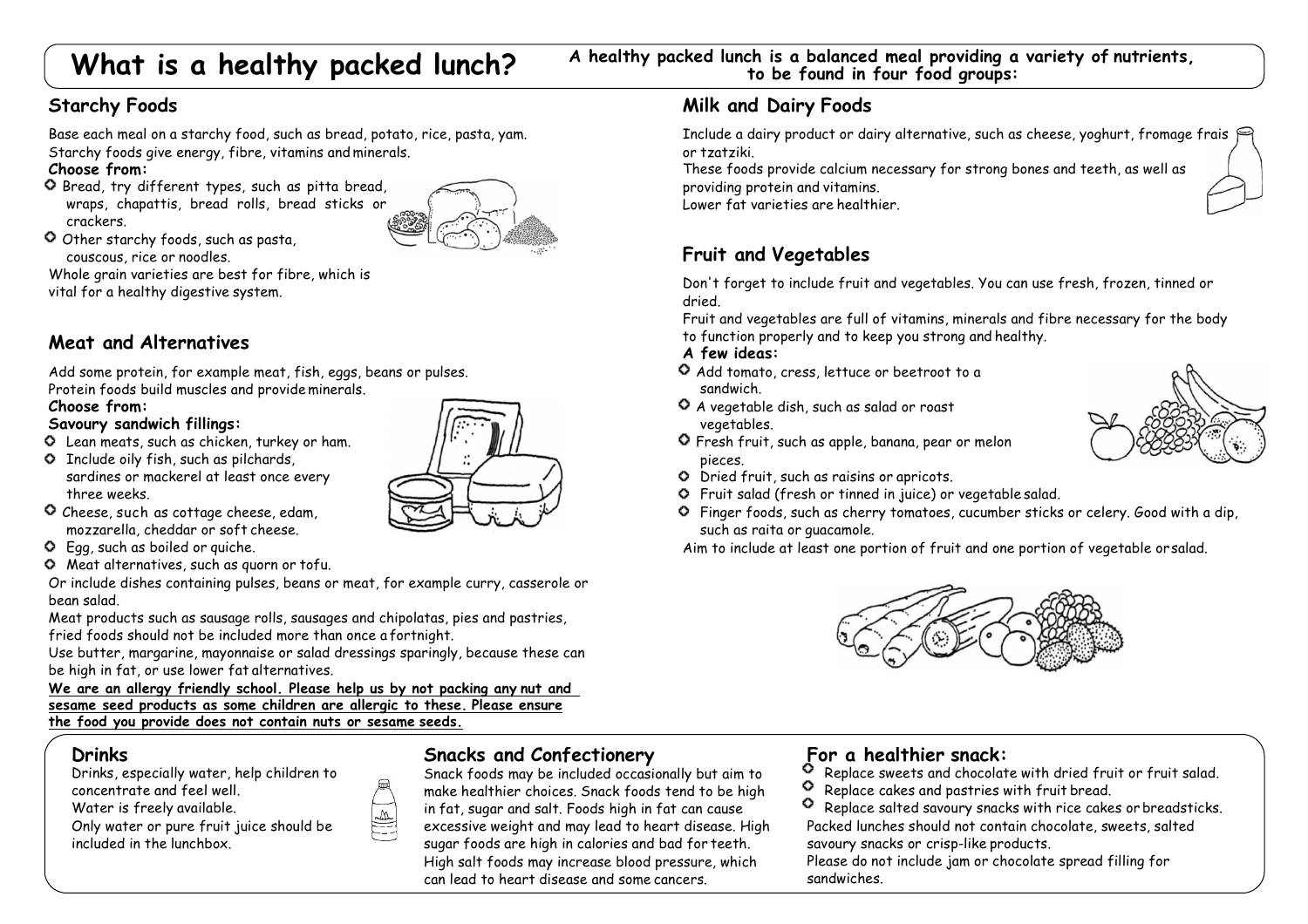# What is a healthy packed lunch?

**A healthy packed lunch is a balanced meal providing a variety of nutrients, to be found in four food groups:**

## Starchy Foods

Base each meal on a starchy food, such as bread, potato, rice, pasta, yam.
Starchy foods give energy, fibre, vitamins and minerals.

**Choose from:**

- Bread, try different types, such as pitta bread, wraps, chapattis, bread rolls, bread sticks or crackers.
- Other starchy foods, such as pasta, couscous, rice or noodles.

Whole grain varieties are best for fibre, which is vital for a healthy digestive system.

## Meat and Alternatives

Add some protein, for example meat, fish, eggs, beans or pulses.
Protein foods build muscles and provide minerals.

**Choose from:**

**Savoury sandwich fillings:**

- Lean meats, such as chicken, turkey or ham.
- Include oily fish, such as pilchards, sardines or mackerel at least once every three weeks.
- Cheese, such as cottage cheese, edam, mozzarella, cheddar or soft cheese.
- Egg, such as boiled or quiche.
- Meat alternatives, such as quorn or tofu.

Or include dishes containing pulses, beans or meat, for example curry, casserole or bean salad.

Meat products such as sausage rolls, sausages and chipolatas, pies and pastries, fried foods should not be included more than once a fortnight.

Use butter, margarine, mayonnaise or salad dressings sparingly, because these can be high in fat, or use lower fat alternatives.

**We are an allergy friendly school. Please help us by not packing any nut and sesame seed products as some children are allergic to these. Please ensure the food you provide does not contain nuts or sesame seeds.**

## Milk and Dairy Foods

Include a dairy product or dairy alternative, such as cheese, yoghurt, fromage frais or tzatziki.
These foods provide calcium necessary for strong bones and teeth, as well as providing protein and vitamins.
Lower fat varieties are healthier.

## Fruit and Vegetables

Don't forget to include fruit and vegetables. You can use fresh, frozen, tinned or dried.
Fruit and vegetables are full of vitamins, minerals and fibre necessary for the body to function properly and to keep you strong and healthy.

**A few ideas:**

- Add tomato, cress, lettuce or beetroot to a sandwich.
- A vegetable dish, such as salad or roast vegetables.
- Fresh fruit, such as apple, banana, pear or melon pieces.
- Dried fruit, such as raisins or apricots.
- Fruit salad (fresh or tinned in juice) or vegetable salad.
- Finger foods, such as cherry tomatoes, cucumber sticks or celery. Good with a dip, such as raita or guacamole.

Aim to include at least one portion of fruit and one portion of vegetable or salad.

## Drinks

Drinks, especially water, help children to concentrate and feel well.
Water is freely available.
Only water or pure fruit juice should be included in the lunchbox.

## Snacks and Confectionery

Snack foods may be included occasionally but aim to make healthier choices. Snack foods tend to be high in fat, sugar and salt. Foods high in fat can cause excessive weight and may lead to heart disease. High sugar foods are high in calories and bad for teeth. High salt foods may increase blood pressure, which can lead to heart disease and some cancers.

## For a healthier snack:

- Replace sweets and chocolate with dried fruit or fruit salad.
- Replace cakes and pastries with fruit bread.
- Replace salted savoury snacks with rice cakes or breadsticks.

Packed lunches should not contain chocolate, sweets, salted savoury snacks or crisp-like products.
Please do not include jam or chocolate spread filling for sandwiches.